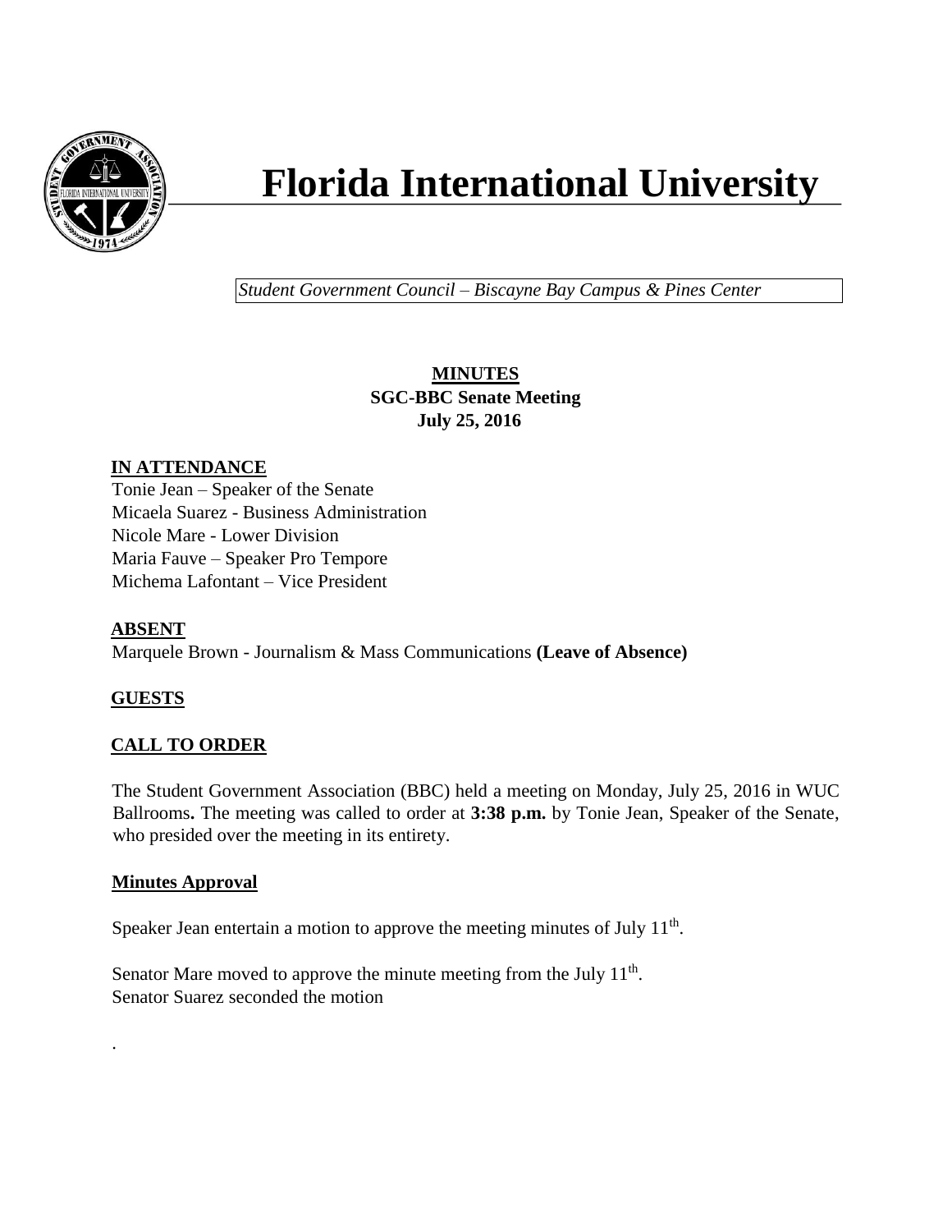# Florida International University

*Student Government Council – Biscayne Bay Campus & Pines Center*

**MINUTES**
**SGC-BBC Senate Meeting**
**July 25, 2016**

## IN ATTENDANCE

Tonie Jean – Speaker of the Senate
Micaela Suarez - Business Administration
Nicole Mare - Lower Division
Maria Fauve – Speaker Pro Tempore
Michema Lafontant – Vice President

## ABSENT

Marquele Brown - Journalism & Mass Communications **(Leave of Absence)**

## GUESTS

## CALL TO ORDER

The Student Government Association (BBC) held a meeting on Monday, July 25, 2016 in WUC Ballrooms**.** The meeting was called to order at **3:38 p.m.** by Tonie Jean, Speaker of the Senate, who presided over the meeting in its entirety.

### Minutes Approval

Speaker Jean entertain a motion to approve the meeting minutes of July 11th.

Senator Mare moved to approve the minute meeting from the July 11th.
Senator Suarez seconded the motion

.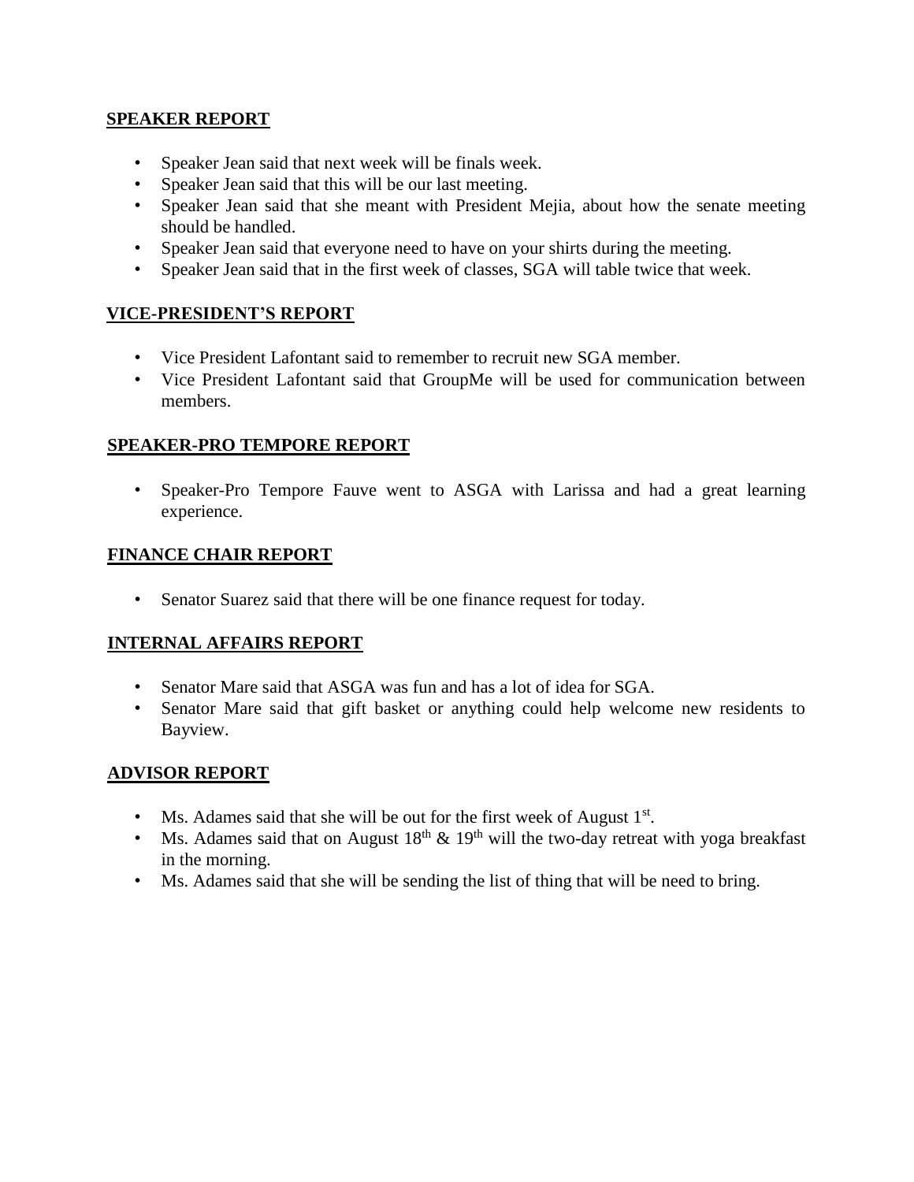## SPEAKER REPORT

- Speaker Jean said that next week will be finals week.
- Speaker Jean said that this will be our last meeting.
- Speaker Jean said that she meant with President Mejia, about how the senate meeting should be handled.
- Speaker Jean said that everyone need to have on your shirts during the meeting.
- Speaker Jean said that in the first week of classes, SGA will table twice that week.

## VICE-PRESIDENT'S REPORT

- Vice President Lafontant said to remember to recruit new SGA member.
- Vice President Lafontant said that GroupMe will be used for communication between members.

## SPEAKER-PRO TEMPORE REPORT

- Speaker-Pro Tempore Fauve went to ASGA with Larissa and had a great learning experience.

## FINANCE CHAIR REPORT

- Senator Suarez said that there will be one finance request for today.

## INTERNAL AFFAIRS REPORT

- Senator Mare said that ASGA was fun and has a lot of idea for SGA.
- Senator Mare said that gift basket or anything could help welcome new residents to Bayview.

## ADVISOR REPORT

- Ms. Adames said that she will be out for the first week of August 1st.
- Ms. Adames said that on August 18th & 19th will the two-day retreat with yoga breakfast in the morning.
- Ms. Adames said that she will be sending the list of thing that will be need to bring.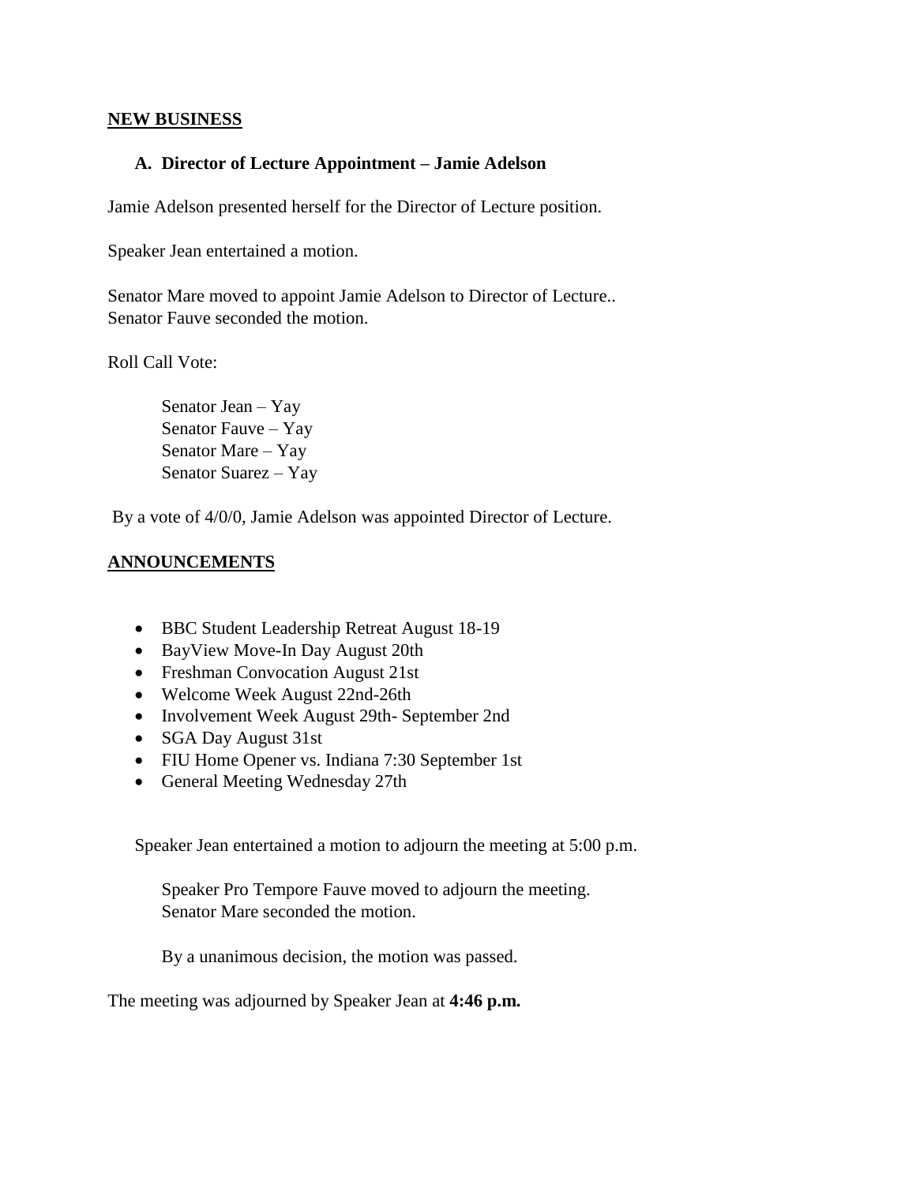## NEW BUSINESS

### A. Director of Lecture Appointment – Jamie Adelson

Jamie Adelson presented herself for the Director of Lecture position.

Speaker Jean entertained a motion.

Senator Mare moved to appoint Jamie Adelson to Director of Lecture..
Senator Fauve seconded the motion.

Roll Call Vote:

Senator Jean – Yay
Senator Fauve – Yay
Senator Mare – Yay
Senator Suarez – Yay

By a vote of 4/0/0, Jamie Adelson was appointed Director of Lecture.

## ANNOUNCEMENTS

- BBC Student Leadership Retreat August 18-19
- BayView Move-In Day August 20th
- Freshman Convocation August 21st
- Welcome Week August 22nd-26th
- Involvement Week August 29th- September 2nd
- SGA Day August 31st
- FIU Home Opener vs. Indiana 7:30 September 1st
- General Meeting Wednesday 27th

Speaker Jean entertained a motion to adjourn the meeting at 5:00 p.m.

Speaker Pro Tempore Fauve moved to adjourn the meeting.
Senator Mare seconded the motion.

By a unanimous decision, the motion was passed.

The meeting was adjourned by Speaker Jean at **4:46 p.m.**